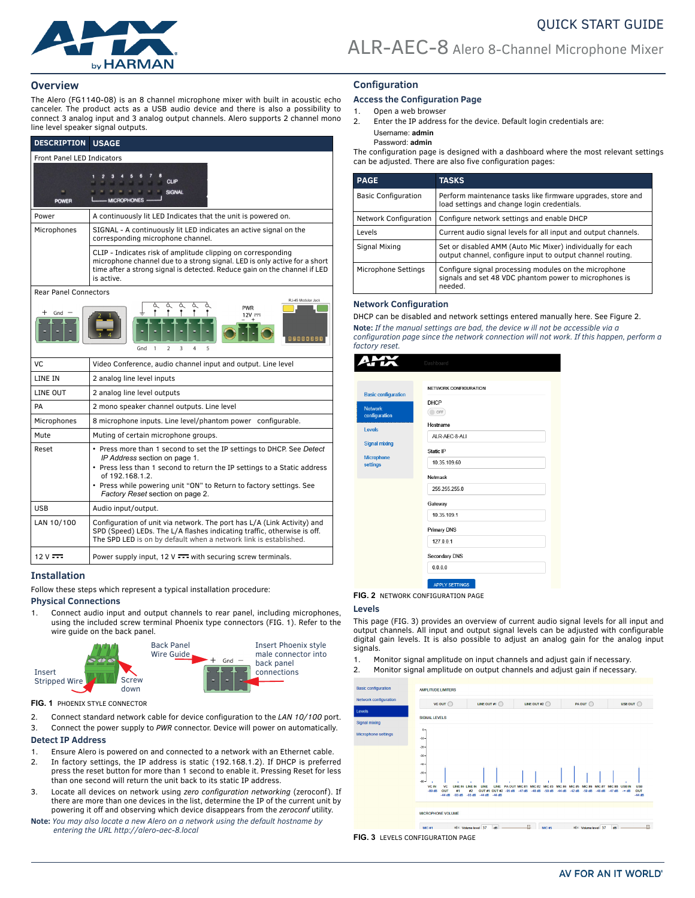# QUICK START GUIDE

# ALR-AEC-8 Alero 8-Channel Microphone Mixer

## Overview

The Alero (FG1140-08) is an 8 channel microphone mixer with built in acoustic echo canceler. The product acts as a USB audio device and there is also a possibility to connect 3 analog input and 3 analog output channels. Alero supports 2 channel mono line level speaker signal outputs.

| DESCRIPTION | USAGE |
|---|---|
| Front Panel LED Indicators | |
| Power | A continuously lit LED Indicates that the unit is powered on. |
| Microphones | SIGNAL - A continuously lit LED indicates an active signal on the corresponding microphone channel. |
| | CLIP - Indicates risk of amplitude clipping on corresponding microphone channel due to a strong signal. LED is only active for a short time after a strong signal is detected. Reduce gain on the channel if LED is active. |
| Rear Panel Connectors | |
| VC | Video Conference, audio channel input and output. Line level |
| LINE IN | 2 analog line level inputs |
| LINE OUT | 2 analog line level outputs |
| PA | 2 mono speaker channel outputs. Line level |
| Microphones | 8 microphone inputs. Line level/phantom power configurable. |
| Mute | Muting of certain microphone groups. |
| Reset | • Press more than 1 second to set the IP settings to DHCP. See *Detect IP Address* section on page 1.<br>• Press less than 1 second to return the IP settings to a Static address of 192.168.1.2.<br>• Press while powering unit "ON" to Return to factory settings. See *Factory Reset* section on page 2. |
| USB | Audio input/output. |
| LAN 10/100 | Configuration of unit via network. The port has L/A (Link Activity) and SPD (Speed) LEDs. The L/A flashes indicating traffic, otherwise is off. The SPD LED is on by default when a network link is established. |
| 12 V ⎓ | Power supply input, 12 V ⎓ with securing screw terminals. |

## Installation

Follow these steps which represent a typical installation procedure:

### Physical Connections

1. Connect audio input and output channels to rear panel, including microphones, using the included screw terminal Phoenix type connectors (FIG. 1). Refer to the wire guide on the back panel.

Insert Stripped Wire · Screw down · Back Panel Wire Guide · Insert Phoenix style male connector into back panel connections

**FIG. 1** PHOENIX STYLE CONNECTOR

2. Connect standard network cable for device configuration to the *LAN 10/100* port.
3. Connect the power supply to *PWR* connector. Device will power on automatically.

### Detect IP Address

1. Ensure Alero is powered on and connected to a network with an Ethernet cable.
2. In factory settings, the IP address is static (192.168.1.2). If DHCP is preferred press the reset button for more than 1 second to enable it. Pressing Reset for less than one second will return the unit back to its static IP address.
3. Locate all devices on network using *zero configuration networking* (zeroconf). If there are more than one devices in the list, determine the IP of the current unit by powering it off and observing which device disappears from the *zeroconf* utility.

**Note:** *You may also locate a new Alero on a network using the default hostname by entering the URL http://alero-aec-8.local*

## Configuration

### Access the Configuration Page

1. Open a web browser
2. Enter the IP address for the device. Default login credentials are:
   Username: **admin**
   Password: **admin**

The configuration page is designed with a dashboard where the most relevant settings can be adjusted. There are also five configuration pages:

| PAGE | TASKS |
|---|---|
| Basic Configuration | Perform maintenance tasks like firmware upgrades, store and load settings and change login credentials. |
| Network Configuration | Configure network settings and enable DHCP |
| Levels | Current audio signal levels for all input and output channels. |
| Signal Mixing | Set or disabled AMM (Auto Mic Mixer) individually for each output channel, configure input to output channel routing. |
| Microphone Settings | Configure signal processing modules on the microphone signals and set 48 VDC phantom power to microphones is needed. |

### Network Configuration

DHCP can be disabled and network settings entered manually here. See Figure 2.

**Note:** *If the manual settings are bad, the device w ill not be accessible via a configuration page since the network connection will not work. If this happen, perform a factory reset.*

**FIG. 2** NETWORK CONFIGURATION PAGE

### Levels

This page (FIG. 3) provides an overview of current audio signal levels for all input and output channels. All input and output signal levels can be adjusted with configurable digital gain levels. It is also possible to adjust an analog gain for the analog input signals.

1. Monitor signal amplitude on input channels and adjust gain if necessary.
2. Monitor signal amplitude on output channels and adjust gain if necessary.

**FIG. 3** LEVELS CONFIGURATION PAGE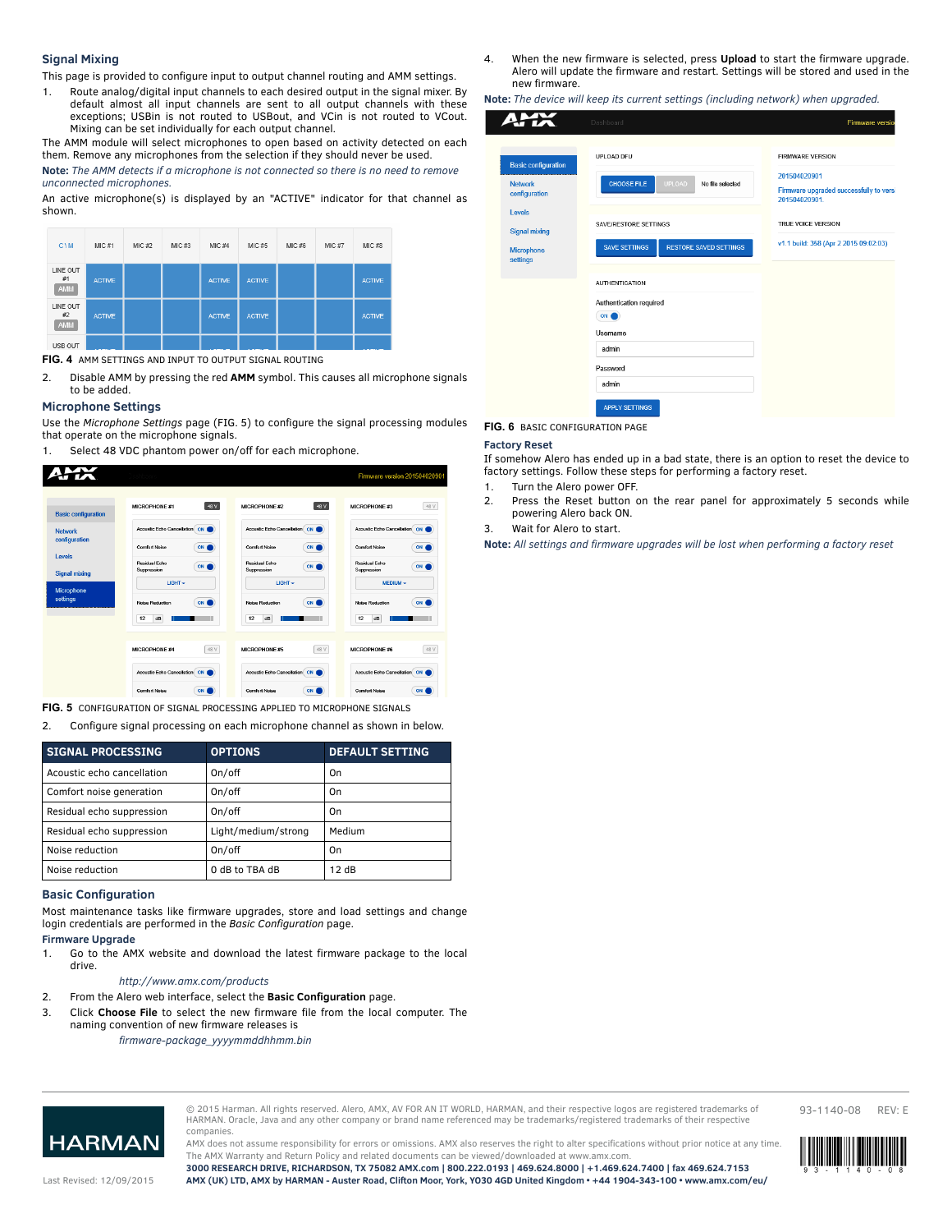## Signal Mixing

This page is provided to configure input to output channel routing and AMM settings.

1. Route analog/digital input channels to each desired output in the signal mixer. By default almost all input channels are sent to all output channels with these exceptions; USBin is not routed to USBout, and VCin is not routed to VCout. Mixing can be set individually for each output channel.

The AMM module will select microphones to open based on activity detected on each them. Remove any microphones from the selection if they should never be used.

**Note:** *The AMM detects if a microphone is not connected so there is no need to remove unconnected microphones.*

An active microphone(s) is displayed by an "ACTIVE" indicator for that channel as shown.

**FIG. 4** AMM SETTINGS AND INPUT TO OUTPUT SIGNAL ROUTING

2. Disable AMM by pressing the red **AMM** symbol. This causes all microphone signals to be added.

## Microphone Settings

Use the *Microphone Settings* page (FIG. 5) to configure the signal processing modules that operate on the microphone signals.

1. Select 48 VDC phantom power on/off for each microphone.

**FIG. 5** CONFIGURATION OF SIGNAL PROCESSING APPLIED TO MICROPHONE SIGNALS

2. Configure signal processing on each microphone channel as shown in below.

| SIGNAL PROCESSING | OPTIONS | DEFAULT SETTING |
|---|---|---|
| Acoustic echo cancellation | On/off | On |
| Comfort noise generation | On/off | On |
| Residual echo suppression | On/off | On |
| Residual echo suppression | Light/medium/strong | Medium |
| Noise reduction | On/off | On |
| Noise reduction | 0 dB to TBA dB | 12 dB |

## Basic Configuration

Most maintenance tasks like firmware upgrades, store and load settings and change login credentials are performed in the *Basic Configuration* page.

### Firmware Upgrade

1. Go to the AMX website and download the latest firmware package to the local drive.

   *http://www.amx.com/products*

2. From the Alero web interface, select the **Basic Configuration** page.
3. Click **Choose File** to select the new firmware file from the local computer. The naming convention of new firmware releases is

   *firmware-package_yyyymmddhhmm.bin*

4. When the new firmware is selected, press **Upload** to start the firmware upgrade. Alero will update the firmware and restart. Settings will be stored and used in the new firmware.

**Note:** *The device will keep its current settings (including network) when upgraded.*

**FIG. 6** BASIC CONFIGURATION PAGE

### Factory Reset

If somehow Alero has ended up in a bad state, there is an option to reset the device to factory settings. Follow these steps for performing a factory reset.

1. Turn the Alero power OFF.
2. Press the Reset button on the rear panel for approximately 5 seconds while powering Alero back ON.
3. Wait for Alero to start.

**Note:** *All settings and firmware upgrades will be lost when performing a factory reset*

© 2015 Harman. All rights reserved. Alero, AMX, AV FOR AN IT WORLD, HARMAN, and their respective logos are registered trademarks of HARMAN. Oracle, Java and any other company or brand name referenced may be trademarks/registered trademarks of their respective companies.
AMX does not assume responsibility for errors or omissions. AMX also reserves the right to alter specifications without prior notice at any time.
The AMX Warranty and Return Policy and related documents can be viewed/downloaded at www.amx.com.
**3000 RESEARCH DRIVE, RICHARDSON, TX 75082 AMX.com | 800.222.0193 | 469.624.8000 | +1.469.624.7400 | fax 469.624.7153**
**AMX (UK) LTD, AMX by HARMAN - Auster Road, Clifton Moor, York, YO30 4GD United Kingdom • +44 1904-343-100 • www.amx.com/eu/**

Last Revised: 12/09/2015

93-1140-08 REV: E